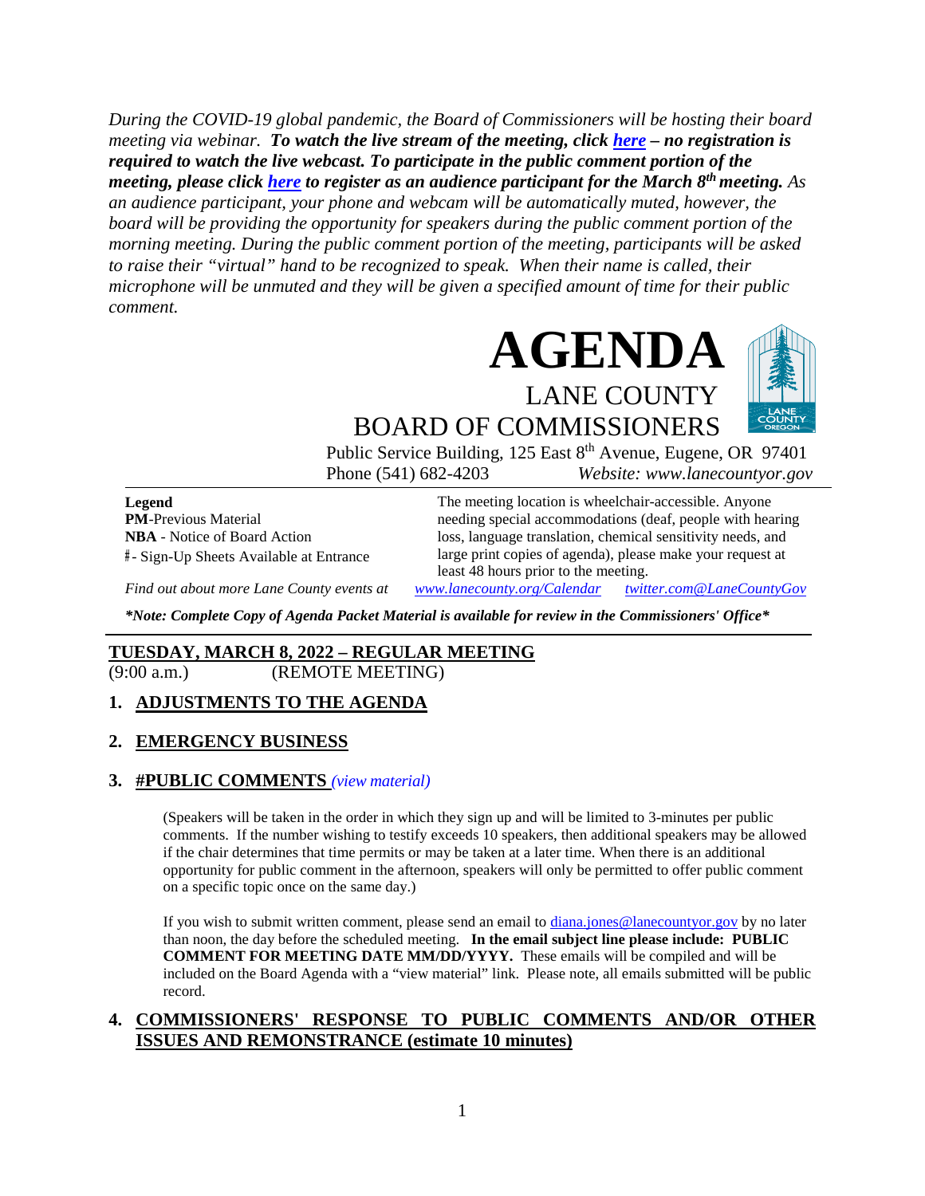*During the COVID-19 global pandemic, the Board of Commissioners will be hosting their board meeting via webinar.* ***To watch the live stream of the meeting, click here – no registration is required to watch the live webcast. To participate in the public comment portion of the meeting, please click here to register as an audience participant for the March 8th meeting.*** *As an audience participant, your phone and webcam will be automatically muted, however, the board will be providing the opportunity for speakers during the public comment portion of the morning meeting. During the public comment portion of the meeting, participants will be asked to raise their "virtual" hand to be recognized to speak. When their name is called, their microphone will be unmuted and they will be given a specified amount of time for their public comment.*

# AGENDA

## LANE COUNTY BOARD OF COMMISSIONERS

Public Service Building, 125 East 8th Avenue, Eugene, OR 97401
Phone (541) 682-4203 *Website: www.lanecountyor.gov*

**Legend**
**PM**-Previous Material
**NBA** - Notice of Board Action
# - Sign-Up Sheets Available at Entrance

The meeting location is wheelchair-accessible. Anyone needing special accommodations (deaf, people with hearing loss, language translation, chemical sensitivity needs, and large print copies of agenda), please make your request at least 48 hours prior to the meeting.

*Find out about more Lane County events at www.lanecounty.org/Calendar twitter.com@LaneCountyGov*

***Note: Complete Copy of Agenda Packet Material is available for review in the Commissioners' Office***

---

## TUESDAY, MARCH 8, 2022 – REGULAR MEETING

(9:00 a.m.) (REMOTE MEETING)

### 1. ADJUSTMENTS TO THE AGENDA

### 2. EMERGENCY BUSINESS

### 3. #PUBLIC COMMENTS *(view material)*

(Speakers will be taken in the order in which they sign up and will be limited to 3-minutes per public comments. If the number wishing to testify exceeds 10 speakers, then additional speakers may be allowed if the chair determines that time permits or may be taken at a later time. When there is an additional opportunity for public comment in the afternoon, speakers will only be permitted to offer public comment on a specific topic once on the same day.)

If you wish to submit written comment, please send an email to diana.jones@lanecountyor.gov by no later than noon, the day before the scheduled meeting. **In the email subject line please include: PUBLIC COMMENT FOR MEETING DATE MM/DD/YYYY.** These emails will be compiled and will be included on the Board Agenda with a "view material" link. Please note, all emails submitted will be public record.

### 4. COMMISSIONERS' RESPONSE TO PUBLIC COMMENTS AND/OR OTHER ISSUES AND REMONSTRANCE (estimate 10 minutes)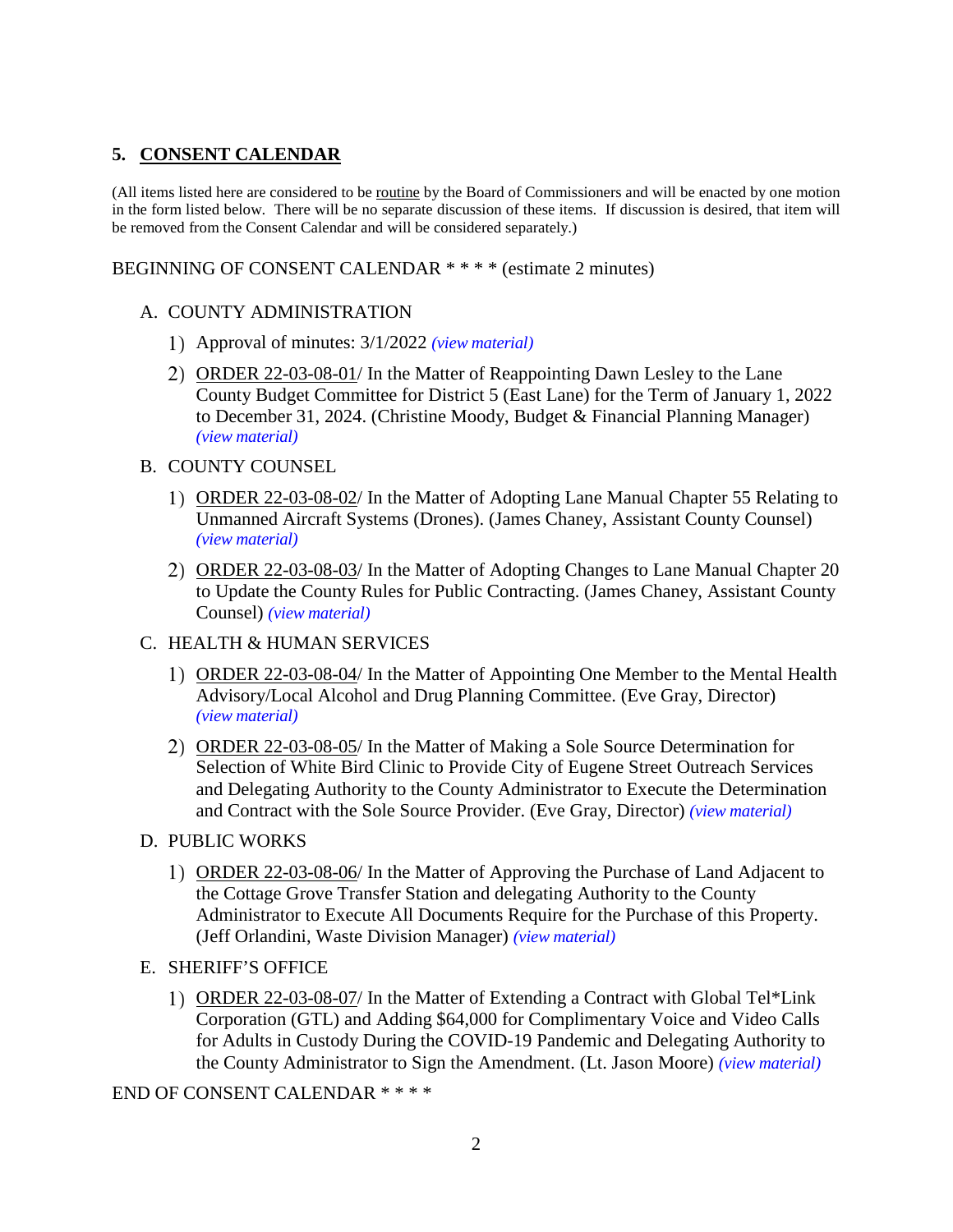## 5. <u>CONSENT CALENDAR</u>

(All items listed here are considered to be <u>routine</u> by the Board of Commissioners and will be enacted by one motion in the form listed below. There will be no separate discussion of these items. If discussion is desired, that item will be removed from the Consent Calendar and will be considered separately.)

BEGINNING OF CONSENT CALENDAR * * * * (estimate 2 minutes)

A. COUNTY ADMINISTRATION

1) Approval of minutes: 3/1/2022 *(view material)*

2) <u>ORDER 22-03-08-01</u>/ In the Matter of Reappointing Dawn Lesley to the Lane County Budget Committee for District 5 (East Lane) for the Term of January 1, 2022 to December 31, 2024. (Christine Moody, Budget & Financial Planning Manager) *(view material)*

B. COUNTY COUNSEL

1) <u>ORDER 22-03-08-02</u>/ In the Matter of Adopting Lane Manual Chapter 55 Relating to Unmanned Aircraft Systems (Drones). (James Chaney, Assistant County Counsel) *(view material)*

2) <u>ORDER 22-03-08-03</u>/ In the Matter of Adopting Changes to Lane Manual Chapter 20 to Update the County Rules for Public Contracting. (James Chaney, Assistant County Counsel) *(view material)*

C. HEALTH & HUMAN SERVICES

1) <u>ORDER 22-03-08-04</u>/ In the Matter of Appointing One Member to the Mental Health Advisory/Local Alcohol and Drug Planning Committee. (Eve Gray, Director) *(view material)*

2) <u>ORDER 22-03-08-05</u>/ In the Matter of Making a Sole Source Determination for Selection of White Bird Clinic to Provide City of Eugene Street Outreach Services and Delegating Authority to the County Administrator to Execute the Determination and Contract with the Sole Source Provider. (Eve Gray, Director) *(view material)*

D. PUBLIC WORKS

1) <u>ORDER 22-03-08-06</u>/ In the Matter of Approving the Purchase of Land Adjacent to the Cottage Grove Transfer Station and delegating Authority to the County Administrator to Execute All Documents Require for the Purchase of this Property. (Jeff Orlandini, Waste Division Manager) *(view material)*

E. SHERIFF'S OFFICE

1) <u>ORDER 22-03-08-07</u>/ In the Matter of Extending a Contract with Global Tel*Link Corporation (GTL) and Adding $64,000 for Complimentary Voice and Video Calls for Adults in Custody During the COVID-19 Pandemic and Delegating Authority to the County Administrator to Sign the Amendment. (Lt. Jason Moore) *(view material)*

END OF CONSENT CALENDAR * * * *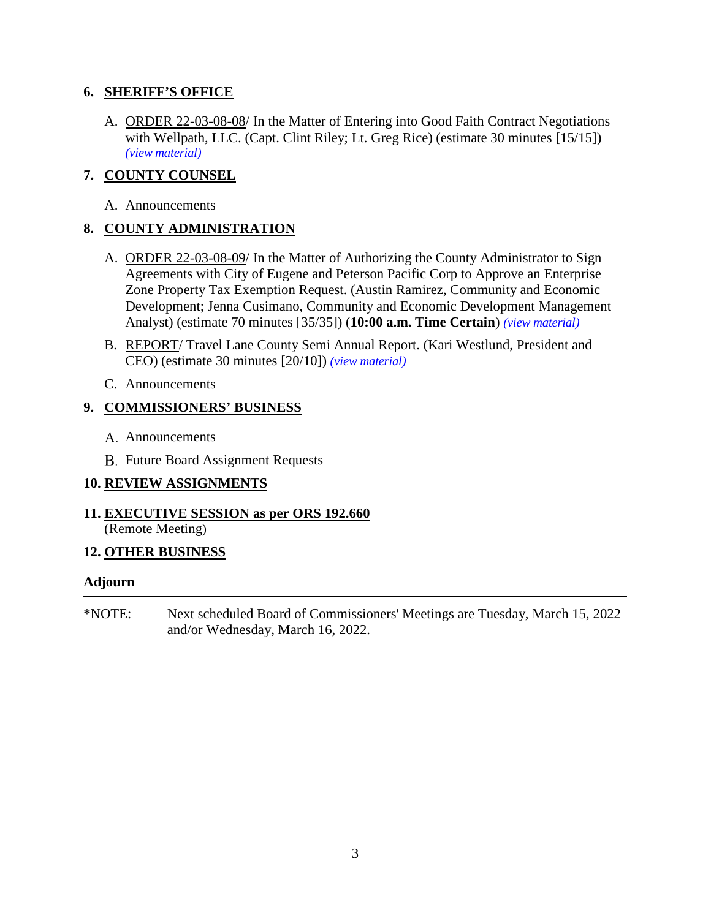## 6. SHERIFF'S OFFICE

A. ORDER 22-03-08-08/ In the Matter of Entering into Good Faith Contract Negotiations with Wellpath, LLC. (Capt. Clint Riley; Lt. Greg Rice) (estimate 30 minutes [15/15]) *(view material)*

## 7. COUNTY COUNSEL

A. Announcements

## 8. COUNTY ADMINISTRATION

A. ORDER 22-03-08-09/ In the Matter of Authorizing the County Administrator to Sign Agreements with City of Eugene and Peterson Pacific Corp to Approve an Enterprise Zone Property Tax Exemption Request. (Austin Ramirez, Community and Economic Development; Jenna Cusimano, Community and Economic Development Management Analyst) (estimate 70 minutes [35/35]) (**10:00 a.m. Time Certain**) *(view material)*

B. REPORT/ Travel Lane County Semi Annual Report. (Kari Westlund, President and CEO) (estimate 30 minutes [20/10]) *(view material)*

C. Announcements

## 9. COMMISSIONERS' BUSINESS

A. Announcements

B. Future Board Assignment Requests

## 10. REVIEW ASSIGNMENTS

## 11. EXECUTIVE SESSION as per ORS 192.660

(Remote Meeting)

## 12. OTHER BUSINESS

**Adjourn**

---

*NOTE: Next scheduled Board of Commissioners' Meetings are Tuesday, March 15, 2022 and/or Wednesday, March 16, 2022.